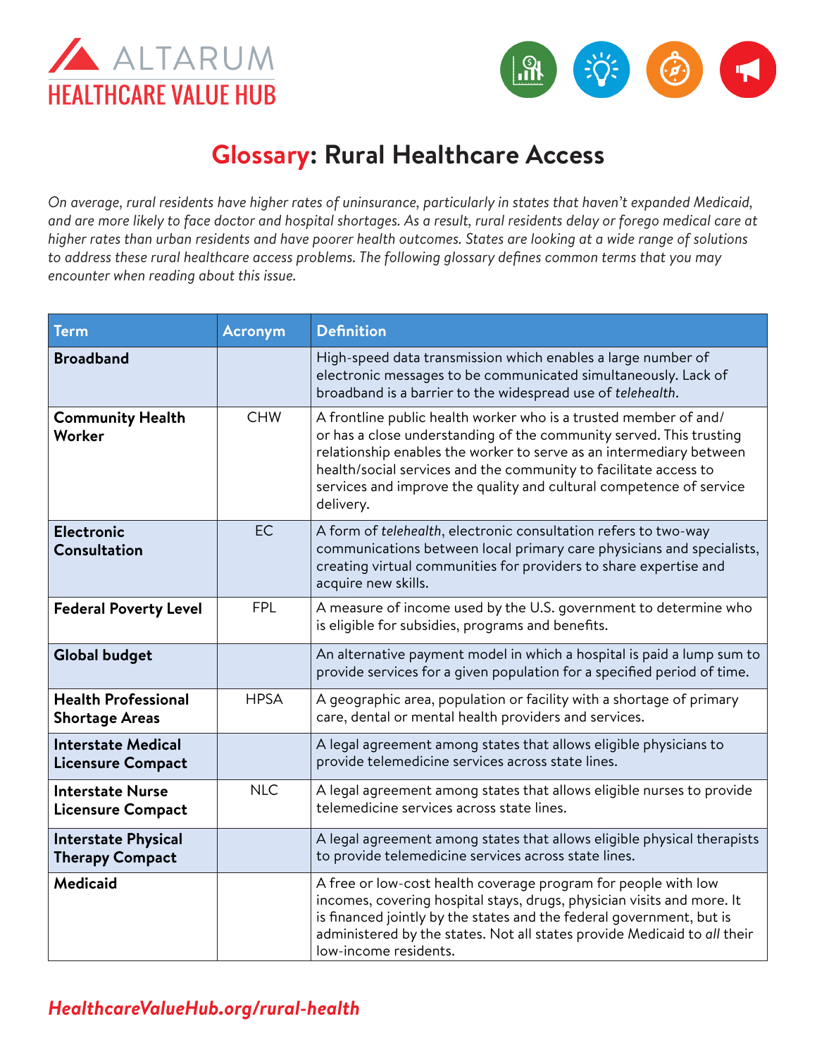ALTARUM
HEALTHCARE VALUE HUB

# Glossary: Rural Healthcare Access

*On average, rural residents have higher rates of uninsurance, particularly in states that haven't expanded Medicaid, and are more likely to face doctor and hospital shortages. As a result, rural residents delay or forego medical care at higher rates than urban residents and have poorer health outcomes. States are looking at a wide range of solutions to address these rural healthcare access problems. The following glossary defines common terms that you may encounter when reading about this issue.*

| Term | Acronym | Definition |
|---|---|---|
| **Broadband** | | High-speed data transmission which enables a large number of electronic messages to be communicated simultaneously. Lack of broadband is a barrier to the widespread use of *telehealth*. |
| **Community Health Worker** | CHW | A frontline public health worker who is a trusted member of and/or has a close understanding of the community served. This trusting relationship enables the worker to serve as an intermediary between health/social services and the community to facilitate access to services and improve the quality and cultural competence of service delivery. |
| **Electronic Consultation** | EC | A form of *telehealth*, electronic consultation refers to two-way communications between local primary care physicians and specialists, creating virtual communities for providers to share expertise and acquire new skills. |
| **Federal Poverty Level** | FPL | A measure of income used by the U.S. government to determine who is eligible for subsidies, programs and benefits. |
| **Global budget** | | An alternative payment model in which a hospital is paid a lump sum to provide services for a given population for a specified period of time. |
| **Health Professional Shortage Areas** | HPSA | A geographic area, population or facility with a shortage of primary care, dental or mental health providers and services. |
| **Interstate Medical Licensure Compact** | | A legal agreement among states that allows eligible physicians to provide telemedicine services across state lines. |
| **Interstate Nurse Licensure Compact** | NLC | A legal agreement among states that allows eligible nurses to provide telemedicine services across state lines. |
| **Interstate Physical Therapy Compact** | | A legal agreement among states that allows eligible physical therapists to provide telemedicine services across state lines. |
| **Medicaid** | | A free or low-cost health coverage program for people with low incomes, covering hospital stays, drugs, physician visits and more. It is financed jointly by the states and the federal government, but is administered by the states. Not all states provide Medicaid to *all* their low-income residents. |

*HealthcareValueHub.org/rural-health*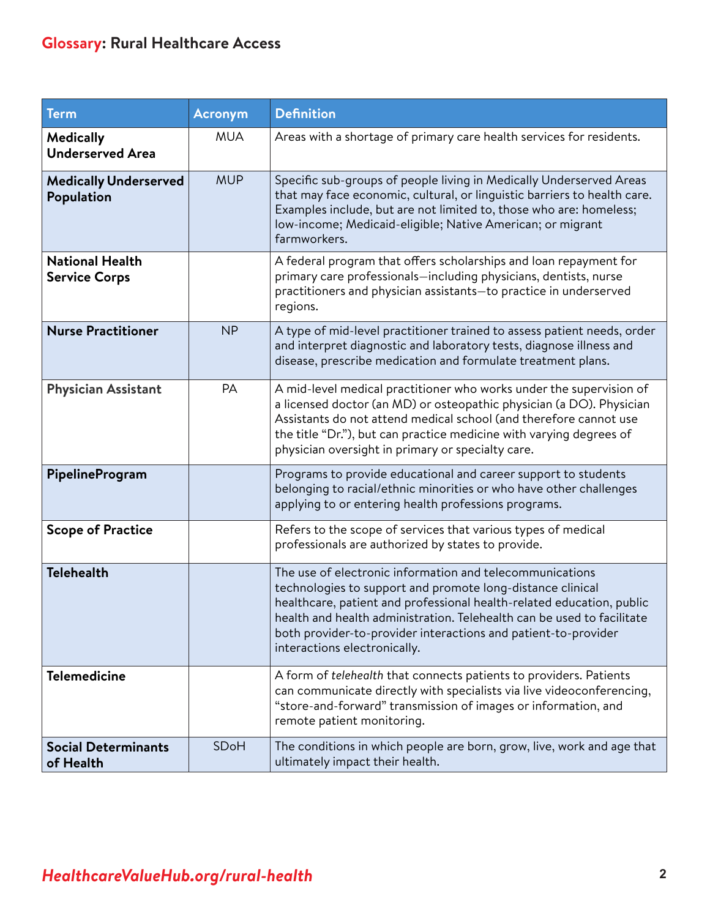## Glossary: Rural Healthcare Access

| Term | Acronym | Definition |
|---|---|---|
| **Medically Underserved Area** | MUA | Areas with a shortage of primary care health services for residents. |
| **Medically Underserved Population** | MUP | Specific sub-groups of people living in Medically Underserved Areas that may face economic, cultural, or linguistic barriers to health care. Examples include, but are not limited to, those who are: homeless; low-income; Medicaid-eligible; Native American; or migrant farmworkers. |
| **National Health Service Corps** | | A federal program that offers scholarships and loan repayment for primary care professionals—including physicians, dentists, nurse practitioners and physician assistants—to practice in underserved regions. |
| **Nurse Practitioner** | NP | A type of mid-level practitioner trained to assess patient needs, order and interpret diagnostic and laboratory tests, diagnose illness and disease, prescribe medication and formulate treatment plans. |
| **Physician Assistant** | PA | A mid-level medical practitioner who works under the supervision of a licensed doctor (an MD) or osteopathic physician (a DO). Physician Assistants do not attend medical school (and therefore cannot use the title "Dr."), but can practice medicine with varying degrees of physician oversight in primary or specialty care. |
| **PipelineProgram** | | Programs to provide educational and career support to students belonging to racial/ethnic minorities or who have other challenges applying to or entering health professions programs. |
| **Scope of Practice** | | Refers to the scope of services that various types of medical professionals are authorized by states to provide. |
| **Telehealth** | | The use of electronic information and telecommunications technologies to support and promote long-distance clinical healthcare, patient and professional health-related education, public health and health administration. Telehealth can be used to facilitate both provider-to-provider interactions and patient-to-provider interactions electronically. |
| **Telemedicine** | | A form of *telehealth* that connects patients to providers. Patients can communicate directly with specialists via live videoconferencing, "store-and-forward" transmission of images or information, and remote patient monitoring. |
| **Social Determinants of Health** | SDoH | The conditions in which people are born, grow, live, work and age that ultimately impact their health. |

*HealthcareValueHub.org/rural-health*